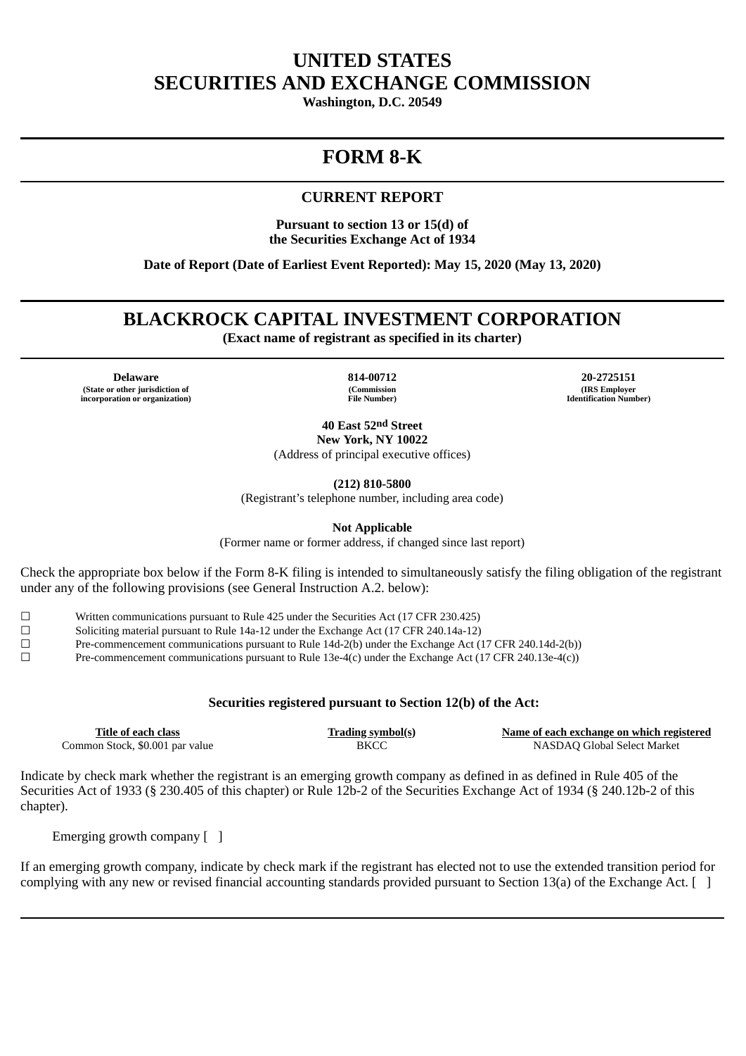# UNITED STATES
# SECURITIES AND EXCHANGE COMMISSION

**Washington, D.C. 20549**

---

# FORM 8-K

---

## CURRENT REPORT

**Pursuant to section 13 or 15(d) of the Securities Exchange Act of 1934**

**Date of Report (Date of Earliest Event Reported): May 15, 2020 (May 13, 2020)**

---

# BLACKROCK CAPITAL INVESTMENT CORPORATION

**(Exact name of registrant as specified in its charter)**

---

| **Delaware** | **814-00712** | **20-2725151** |
|---|---|---|
| **(State or other jurisdiction of incorporation or organization)** | **(Commission File Number)** | **(IRS Employer Identification Number)** |

**40 East 52nd Street**
**New York, NY 10022**
(Address of principal executive offices)

**(212) 810-5800**
(Registrant's telephone number, including area code)

**Not Applicable**
(Former name or former address, if changed since last report)

Check the appropriate box below if the Form 8-K filing is intended to simultaneously satisfy the filing obligation of the registrant under any of the following provisions (see General Instruction A.2. below):

☐ Written communications pursuant to Rule 425 under the Securities Act (17 CFR 230.425)

☐ Soliciting material pursuant to Rule 14a-12 under the Exchange Act (17 CFR 240.14a-12)

☐ Pre-commencement communications pursuant to Rule 14d-2(b) under the Exchange Act (17 CFR 240.14d-2(b))

☐ Pre-commencement communications pursuant to Rule 13e-4(c) under the Exchange Act (17 CFR 240.13e-4(c))

**Securities registered pursuant to Section 12(b) of the Act:**

| Title of each class | Trading symbol(s) | Name of each exchange on which registered |
|---|---|---|
| Common Stock, $0.001 par value | BKCC | NASDAQ Global Select Market |

Indicate by check mark whether the registrant is an emerging growth company as defined in as defined in Rule 405 of the Securities Act of 1933 (§ 230.405 of this chapter) or Rule 12b-2 of the Securities Exchange Act of 1934 (§ 240.12b-2 of this chapter).

Emerging growth company [ ]

If an emerging growth company, indicate by check mark if the registrant has elected not to use the extended transition period for complying with any new or revised financial accounting standards provided pursuant to Section 13(a) of the Exchange Act. [ ]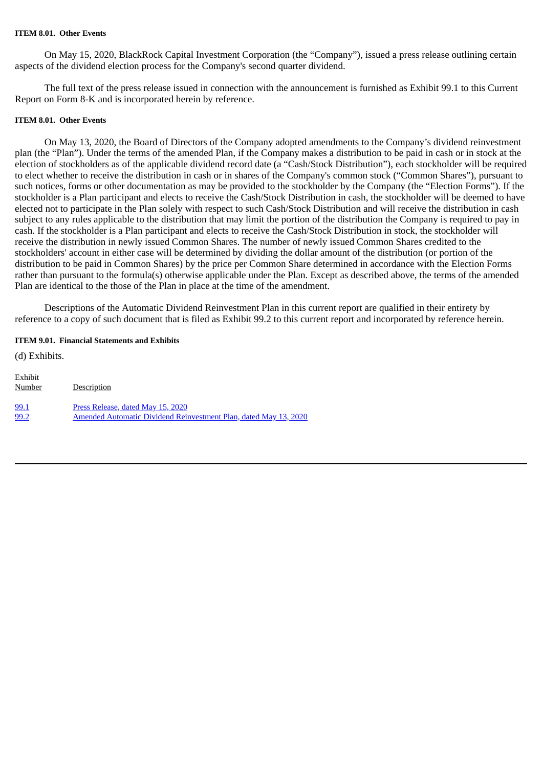**ITEM 8.01. Other Events**

On May 15, 2020, BlackRock Capital Investment Corporation (the "Company"), issued a press release outlining certain aspects of the dividend election process for the Company's second quarter dividend.

The full text of the press release issued in connection with the announcement is furnished as Exhibit 99.1 to this Current Report on Form 8-K and is incorporated herein by reference.

**ITEM 8.01. Other Events**

On May 13, 2020, the Board of Directors of the Company adopted amendments to the Company's dividend reinvestment plan (the "Plan"). Under the terms of the amended Plan, if the Company makes a distribution to be paid in cash or in stock at the election of stockholders as of the applicable dividend record date (a "Cash/Stock Distribution"), each stockholder will be required to elect whether to receive the distribution in cash or in shares of the Company's common stock ("Common Shares"), pursuant to such notices, forms or other documentation as may be provided to the stockholder by the Company (the "Election Forms"). If the stockholder is a Plan participant and elects to receive the Cash/Stock Distribution in cash, the stockholder will be deemed to have elected not to participate in the Plan solely with respect to such Cash/Stock Distribution and will receive the distribution in cash subject to any rules applicable to the distribution that may limit the portion of the distribution the Company is required to pay in cash. If the stockholder is a Plan participant and elects to receive the Cash/Stock Distribution in stock, the stockholder will receive the distribution in newly issued Common Shares. The number of newly issued Common Shares credited to the stockholders' account in either case will be determined by dividing the dollar amount of the distribution (or portion of the distribution to be paid in Common Shares) by the price per Common Share determined in accordance with the Election Forms rather than pursuant to the formula(s) otherwise applicable under the Plan. Except as described above, the terms of the amended Plan are identical to the those of the Plan in place at the time of the amendment.

Descriptions of the Automatic Dividend Reinvestment Plan in this current report are qualified in their entirety by reference to a copy of such document that is filed as Exhibit 99.2 to this current report and incorporated by reference herein.

**ITEM 9.01. Financial Statements and Exhibits**

(d) Exhibits.

| Exhibit Number | Description |
|---|---|
| 99.1 | Press Release, dated May 15, 2020 |
| 99.2 | Amended Automatic Dividend Reinvestment Plan, dated May 13, 2020 |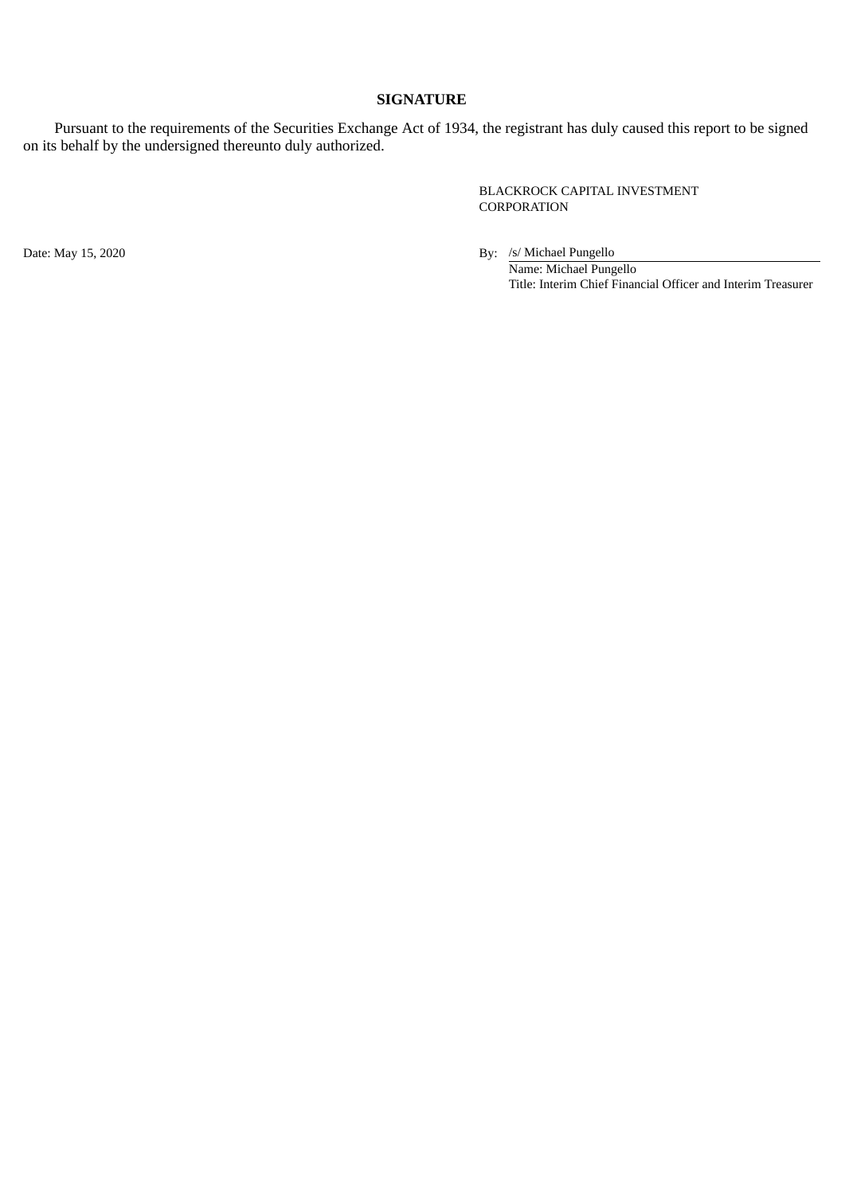## SIGNATURE

Pursuant to the requirements of the Securities Exchange Act of 1934, the registrant has duly caused this report to be signed on its behalf by the undersigned thereunto duly authorized.

BLACKROCK CAPITAL INVESTMENT CORPORATION

Date: May 15, 2020

By: /s/ Michael Pungello
Name: Michael Pungello
Title: Interim Chief Financial Officer and Interim Treasurer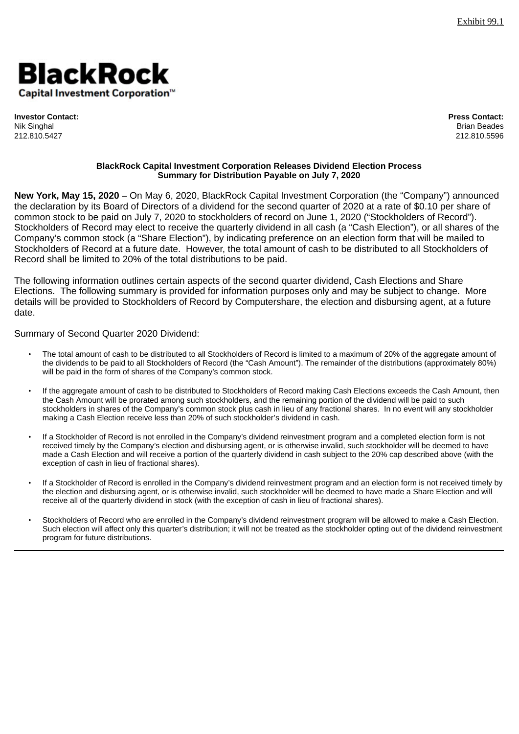Exhibit 99.1

**BlackRock**
**Capital Investment Corporation™**

**Investor Contact:**
Nik Singhal
212.810.5427

**Press Contact:**
Brian Beades
212.810.5596

**BlackRock Capital Investment Corporation Releases Dividend Election Process Summary for Distribution Payable on July 7, 2020**

**New York, May 15, 2020** – On May 6, 2020, BlackRock Capital Investment Corporation (the "Company") announced the declaration by its Board of Directors of a dividend for the second quarter of 2020 at a rate of $0.10 per share of common stock to be paid on July 7, 2020 to stockholders of record on June 1, 2020 ("Stockholders of Record"). Stockholders of Record may elect to receive the quarterly dividend in all cash (a "Cash Election"), or all shares of the Company's common stock (a "Share Election"), by indicating preference on an election form that will be mailed to Stockholders of Record at a future date. However, the total amount of cash to be distributed to all Stockholders of Record shall be limited to 20% of the total distributions to be paid.

The following information outlines certain aspects of the second quarter dividend, Cash Elections and Share Elections. The following summary is provided for information purposes only and may be subject to change. More details will be provided to Stockholders of Record by Computershare, the election and disbursing agent, at a future date.

Summary of Second Quarter 2020 Dividend:

- The total amount of cash to be distributed to all Stockholders of Record is limited to a maximum of 20% of the aggregate amount of the dividends to be paid to all Stockholders of Record (the "Cash Amount"). The remainder of the distributions (approximately 80%) will be paid in the form of shares of the Company's common stock.
- If the aggregate amount of cash to be distributed to Stockholders of Record making Cash Elections exceeds the Cash Amount, then the Cash Amount will be prorated among such stockholders, and the remaining portion of the dividend will be paid to such stockholders in shares of the Company's common stock plus cash in lieu of any fractional shares. In no event will any stockholder making a Cash Election receive less than 20% of such stockholder's dividend in cash.
- If a Stockholder of Record is not enrolled in the Company's dividend reinvestment program and a completed election form is not received timely by the Company's election and disbursing agent, or is otherwise invalid, such stockholder will be deemed to have made a Cash Election and will receive a portion of the quarterly dividend in cash subject to the 20% cap described above (with the exception of cash in lieu of fractional shares).
- If a Stockholder of Record is enrolled in the Company's dividend reinvestment program and an election form is not received timely by the election and disbursing agent, or is otherwise invalid, such stockholder will be deemed to have made a Share Election and will receive all of the quarterly dividend in stock (with the exception of cash in lieu of fractional shares).
- Stockholders of Record who are enrolled in the Company's dividend reinvestment program will be allowed to make a Cash Election. Such election will affect only this quarter's distribution; it will not be treated as the stockholder opting out of the dividend reinvestment program for future distributions.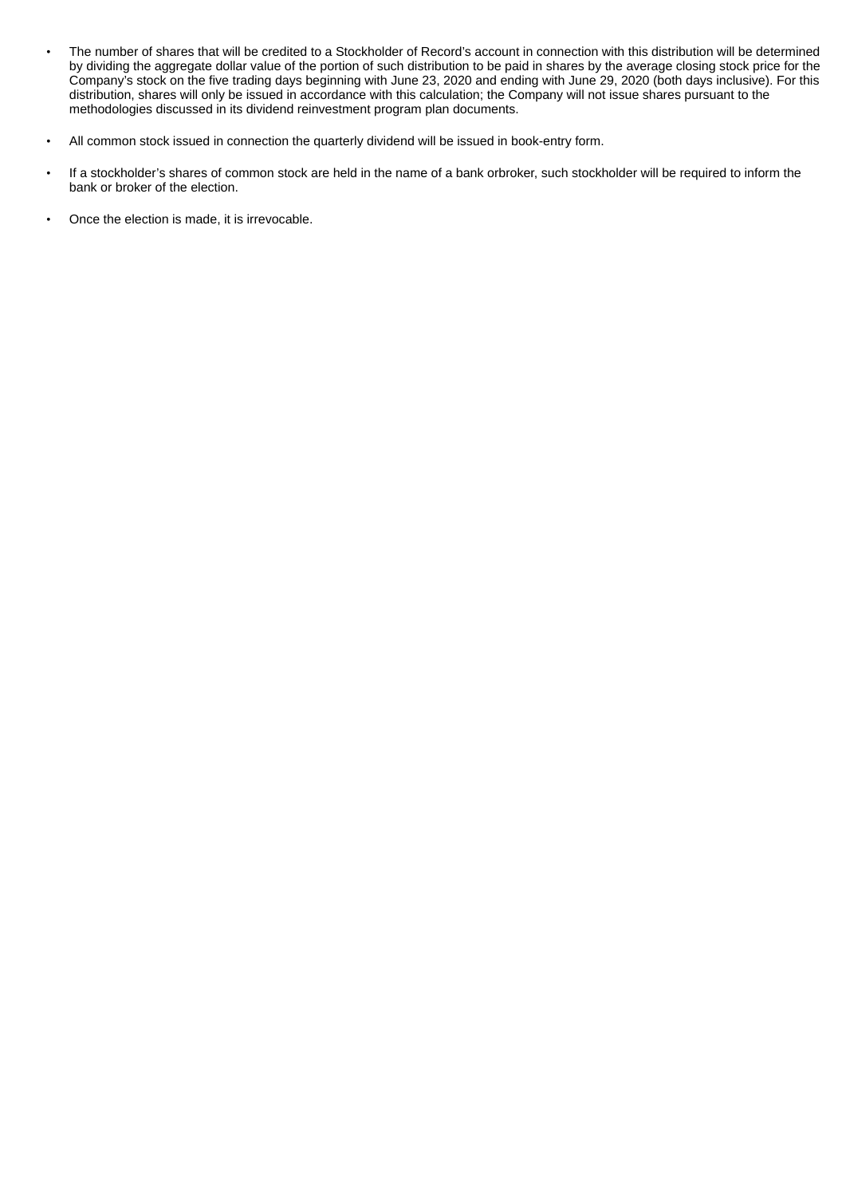- The number of shares that will be credited to a Stockholder of Record's account in connection with this distribution will be determined by dividing the aggregate dollar value of the portion of such distribution to be paid in shares by the average closing stock price for the Company's stock on the five trading days beginning with June 23, 2020 and ending with June 29, 2020 (both days inclusive). For this distribution, shares will only be issued in accordance with this calculation; the Company will not issue shares pursuant to the methodologies discussed in its dividend reinvestment program plan documents.

- All common stock issued in connection the quarterly dividend will be issued in book-entry form.

- If a stockholder's shares of common stock are held in the name of a bank orbroker, such stockholder will be required to inform the bank or broker of the election.

- Once the election is made, it is irrevocable.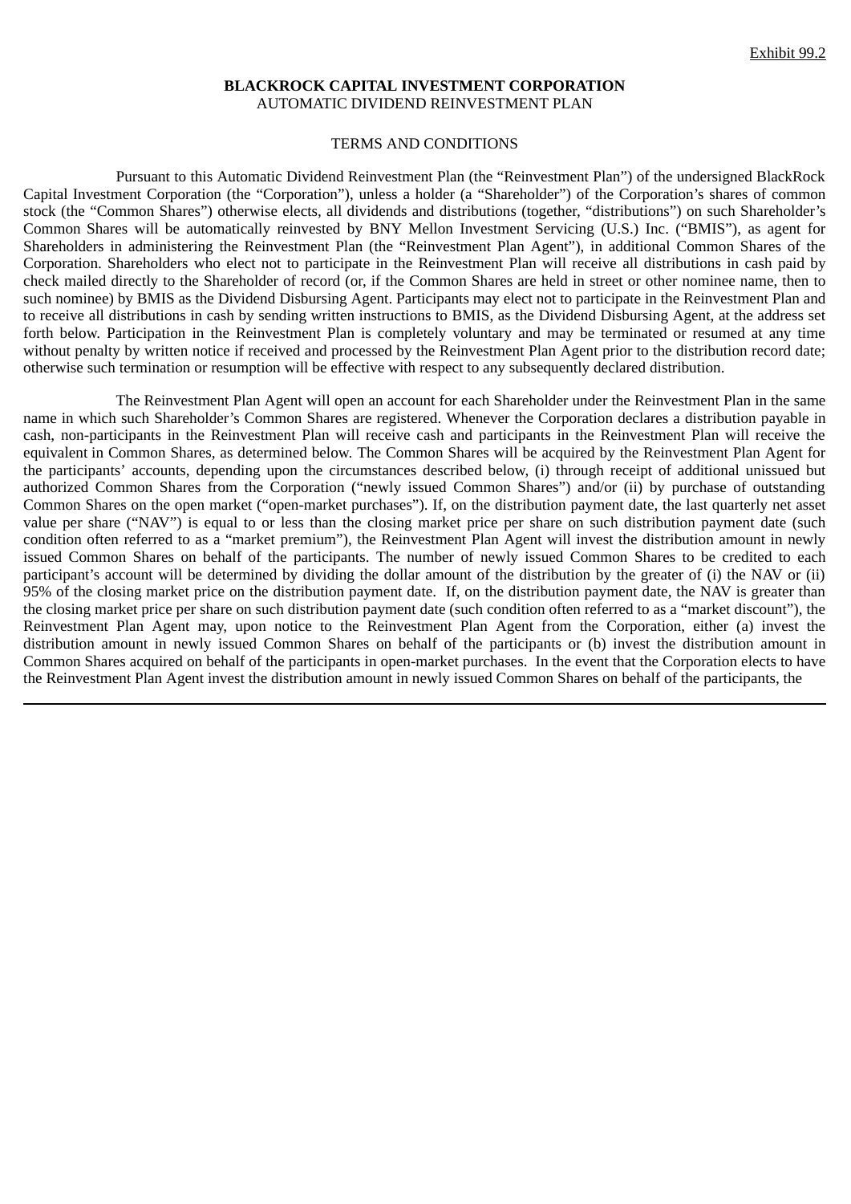Exhibit 99.2

**BLACKROCK CAPITAL INVESTMENT CORPORATION**
AUTOMATIC DIVIDEND REINVESTMENT PLAN

TERMS AND CONDITIONS

Pursuant to this Automatic Dividend Reinvestment Plan (the "Reinvestment Plan") of the undersigned BlackRock Capital Investment Corporation (the "Corporation"), unless a holder (a "Shareholder") of the Corporation's shares of common stock (the "Common Shares") otherwise elects, all dividends and distributions (together, "distributions") on such Shareholder's Common Shares will be automatically reinvested by BNY Mellon Investment Servicing (U.S.) Inc. ("BMIS"), as agent for Shareholders in administering the Reinvestment Plan (the "Reinvestment Plan Agent"), in additional Common Shares of the Corporation. Shareholders who elect not to participate in the Reinvestment Plan will receive all distributions in cash paid by check mailed directly to the Shareholder of record (or, if the Common Shares are held in street or other nominee name, then to such nominee) by BMIS as the Dividend Disbursing Agent. Participants may elect not to participate in the Reinvestment Plan and to receive all distributions in cash by sending written instructions to BMIS, as the Dividend Disbursing Agent, at the address set forth below. Participation in the Reinvestment Plan is completely voluntary and may be terminated or resumed at any time without penalty by written notice if received and processed by the Reinvestment Plan Agent prior to the distribution record date; otherwise such termination or resumption will be effective with respect to any subsequently declared distribution.

The Reinvestment Plan Agent will open an account for each Shareholder under the Reinvestment Plan in the same name in which such Shareholder's Common Shares are registered. Whenever the Corporation declares a distribution payable in cash, non-participants in the Reinvestment Plan will receive cash and participants in the Reinvestment Plan will receive the equivalent in Common Shares, as determined below. The Common Shares will be acquired by the Reinvestment Plan Agent for the participants' accounts, depending upon the circumstances described below, (i) through receipt of additional unissued but authorized Common Shares from the Corporation ("newly issued Common Shares") and/or (ii) by purchase of outstanding Common Shares on the open market ("open-market purchases"). If, on the distribution payment date, the last quarterly net asset value per share ("NAV") is equal to or less than the closing market price per share on such distribution payment date (such condition often referred to as a "market premium"), the Reinvestment Plan Agent will invest the distribution amount in newly issued Common Shares on behalf of the participants. The number of newly issued Common Shares to be credited to each participant's account will be determined by dividing the dollar amount of the distribution by the greater of (i) the NAV or (ii) 95% of the closing market price on the distribution payment date. If, on the distribution payment date, the NAV is greater than the closing market price per share on such distribution payment date (such condition often referred to as a "market discount"), the Reinvestment Plan Agent may, upon notice to the Reinvestment Plan Agent from the Corporation, either (a) invest the distribution amount in newly issued Common Shares on behalf of the participants or (b) invest the distribution amount in Common Shares acquired on behalf of the participants in open-market purchases. In the event that the Corporation elects to have the Reinvestment Plan Agent invest the distribution amount in newly issued Common Shares on behalf of the participants, the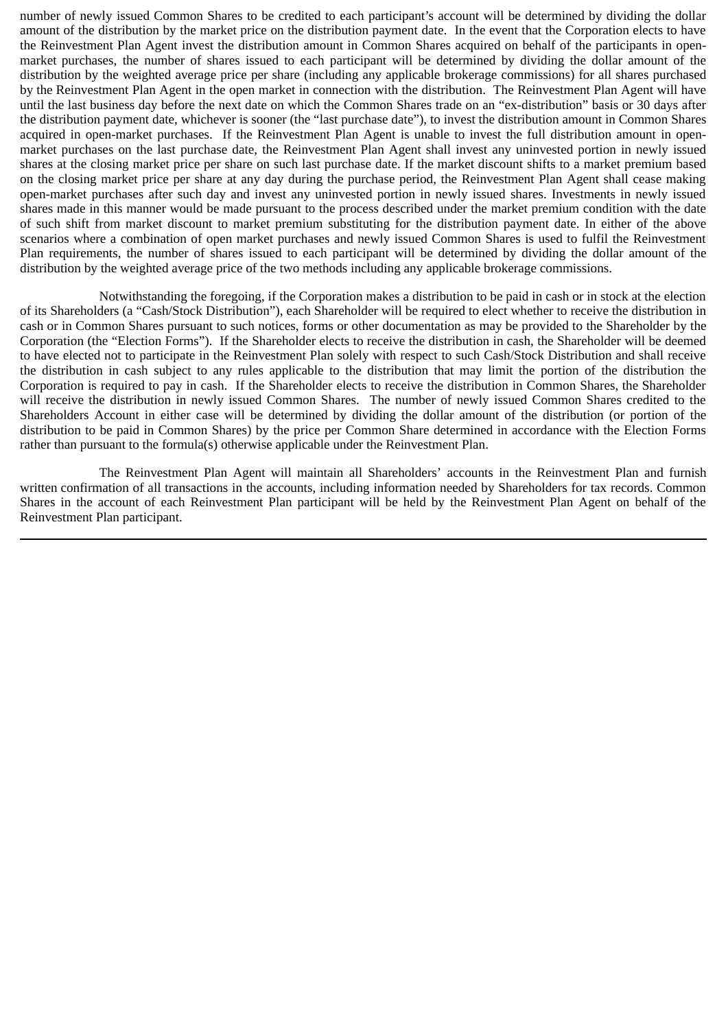number of newly issued Common Shares to be credited to each participant's account will be determined by dividing the dollar amount of the distribution by the market price on the distribution payment date. In the event that the Corporation elects to have the Reinvestment Plan Agent invest the distribution amount in Common Shares acquired on behalf of the participants in open-market purchases, the number of shares issued to each participant will be determined by dividing the dollar amount of the distribution by the weighted average price per share (including any applicable brokerage commissions) for all shares purchased by the Reinvestment Plan Agent in the open market in connection with the distribution. The Reinvestment Plan Agent will have until the last business day before the next date on which the Common Shares trade on an "ex-distribution" basis or 30 days after the distribution payment date, whichever is sooner (the "last purchase date"), to invest the distribution amount in Common Shares acquired in open-market purchases. If the Reinvestment Plan Agent is unable to invest the full distribution amount in open-market purchases on the last purchase date, the Reinvestment Plan Agent shall invest any uninvested portion in newly issued shares at the closing market price per share on such last purchase date. If the market discount shifts to a market premium based on the closing market price per share at any day during the purchase period, the Reinvestment Plan Agent shall cease making open-market purchases after such day and invest any uninvested portion in newly issued shares. Investments in newly issued shares made in this manner would be made pursuant to the process described under the market premium condition with the date of such shift from market discount to market premium substituting for the distribution payment date. In either of the above scenarios where a combination of open market purchases and newly issued Common Shares is used to fulfil the Reinvestment Plan requirements, the number of shares issued to each participant will be determined by dividing the dollar amount of the distribution by the weighted average price of the two methods including any applicable brokerage commissions.

Notwithstanding the foregoing, if the Corporation makes a distribution to be paid in cash or in stock at the election of its Shareholders (a "Cash/Stock Distribution"), each Shareholder will be required to elect whether to receive the distribution in cash or in Common Shares pursuant to such notices, forms or other documentation as may be provided to the Shareholder by the Corporation (the "Election Forms"). If the Shareholder elects to receive the distribution in cash, the Shareholder will be deemed to have elected not to participate in the Reinvestment Plan solely with respect to such Cash/Stock Distribution and shall receive the distribution in cash subject to any rules applicable to the distribution that may limit the portion of the distribution the Corporation is required to pay in cash. If the Shareholder elects to receive the distribution in Common Shares, the Shareholder will receive the distribution in newly issued Common Shares. The number of newly issued Common Shares credited to the Shareholders Account in either case will be determined by dividing the dollar amount of the distribution (or portion of the distribution to be paid in Common Shares) by the price per Common Share determined in accordance with the Election Forms rather than pursuant to the formula(s) otherwise applicable under the Reinvestment Plan.

The Reinvestment Plan Agent will maintain all Shareholders' accounts in the Reinvestment Plan and furnish written confirmation of all transactions in the accounts, including information needed by Shareholders for tax records. Common Shares in the account of each Reinvestment Plan participant will be held by the Reinvestment Plan Agent on behalf of the Reinvestment Plan participant.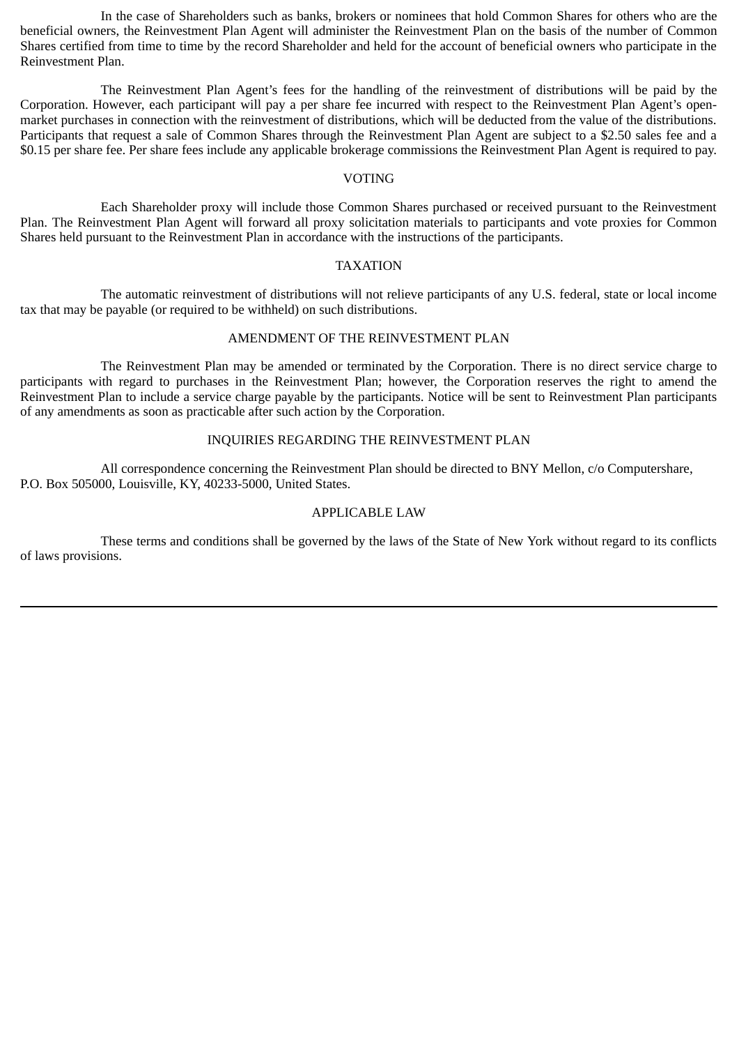In the case of Shareholders such as banks, brokers or nominees that hold Common Shares for others who are the beneficial owners, the Reinvestment Plan Agent will administer the Reinvestment Plan on the basis of the number of Common Shares certified from time to time by the record Shareholder and held for the account of beneficial owners who participate in the Reinvestment Plan.

The Reinvestment Plan Agent's fees for the handling of the reinvestment of distributions will be paid by the Corporation. However, each participant will pay a per share fee incurred with respect to the Reinvestment Plan Agent's open-market purchases in connection with the reinvestment of distributions, which will be deducted from the value of the distributions. Participants that request a sale of Common Shares through the Reinvestment Plan Agent are subject to a $2.50 sales fee and a $0.15 per share fee. Per share fees include any applicable brokerage commissions the Reinvestment Plan Agent is required to pay.

## VOTING

Each Shareholder proxy will include those Common Shares purchased or received pursuant to the Reinvestment Plan. The Reinvestment Plan Agent will forward all proxy solicitation materials to participants and vote proxies for Common Shares held pursuant to the Reinvestment Plan in accordance with the instructions of the participants.

## TAXATION

The automatic reinvestment of distributions will not relieve participants of any U.S. federal, state or local income tax that may be payable (or required to be withheld) on such distributions.

## AMENDMENT OF THE REINVESTMENT PLAN

The Reinvestment Plan may be amended or terminated by the Corporation. There is no direct service charge to participants with regard to purchases in the Reinvestment Plan; however, the Corporation reserves the right to amend the Reinvestment Plan to include a service charge payable by the participants. Notice will be sent to Reinvestment Plan participants of any amendments as soon as practicable after such action by the Corporation.

## INQUIRIES REGARDING THE REINVESTMENT PLAN

All correspondence concerning the Reinvestment Plan should be directed to BNY Mellon, c/o Computershare, P.O. Box 505000, Louisville, KY, 40233-5000, United States.

## APPLICABLE LAW

These terms and conditions shall be governed by the laws of the State of New York without regard to its conflicts of laws provisions.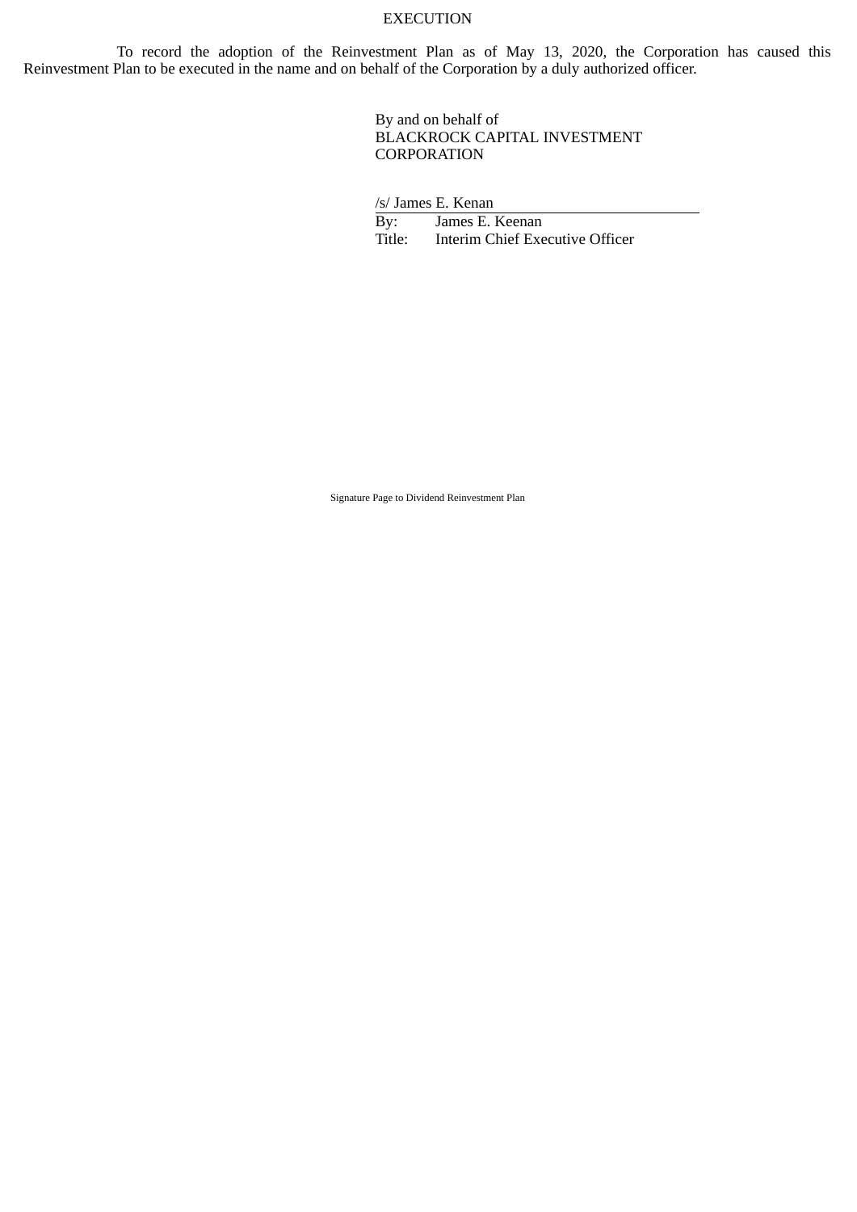EXECUTION

To record the adoption of the Reinvestment Plan as of May 13, 2020, the Corporation has caused this Reinvestment Plan to be executed in the name and on behalf of the Corporation by a duly authorized officer.

By and on behalf of
BLACKROCK CAPITAL INVESTMENT CORPORATION

/s/ James E. Kenan

By: James E. Keenan
Title: Interim Chief Executive Officer

Signature Page to Dividend Reinvestment Plan